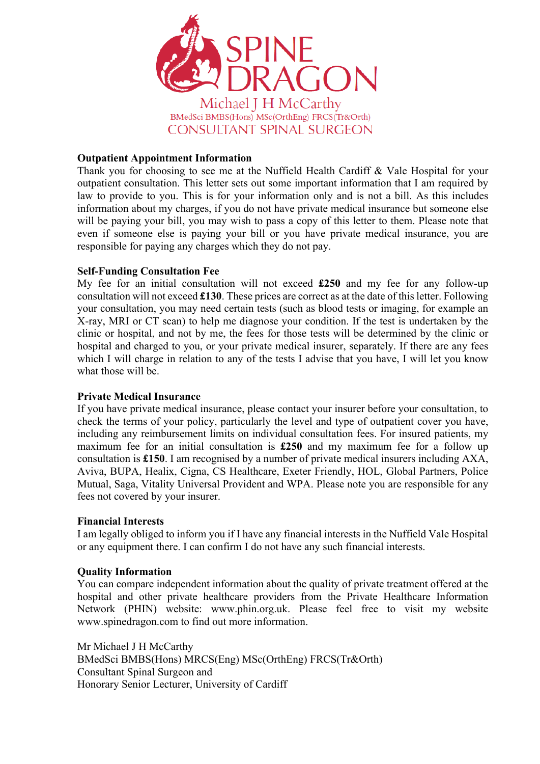SPINE DRAGON

Michael J H McCarthy

BMedSci BMBS(Hons) MSc(OrthEng) FRCS(Tr&Orth)

CONSULTANT SPINAL SURGEON

**Outpatient Appointment Information**

Thank you for choosing to see me at the Nuffield Health Cardiff & Vale Hospital for your outpatient consultation. This letter sets out some important information that I am required by law to provide to you. This is for your information only and is not a bill. As this includes information about my charges, if you do not have private medical insurance but someone else will be paying your bill, you may wish to pass a copy of this letter to them. Please note that even if someone else is paying your bill or you have private medical insurance, you are responsible for paying any charges which they do not pay.

**Self-Funding Consultation Fee**

My fee for an initial consultation will not exceed **£250** and my fee for any follow-up consultation will not exceed **£130**. These prices are correct as at the date of this letter. Following your consultation, you may need certain tests (such as blood tests or imaging, for example an X-ray, MRI or CT scan) to help me diagnose your condition. If the test is undertaken by the clinic or hospital, and not by me, the fees for those tests will be determined by the clinic or hospital and charged to you, or your private medical insurer, separately. If there are any fees which I will charge in relation to any of the tests I advise that you have, I will let you know what those will be.

**Private Medical Insurance**

If you have private medical insurance, please contact your insurer before your consultation, to check the terms of your policy, particularly the level and type of outpatient cover you have, including any reimbursement limits on individual consultation fees. For insured patients, my maximum fee for an initial consultation is **£250** and my maximum fee for a follow up consultation is **£150**. I am recognised by a number of private medical insurers including AXA, Aviva, BUPA, Healix, Cigna, CS Healthcare, Exeter Friendly, HOL, Global Partners, Police Mutual, Saga, Vitality Universal Provident and WPA. Please note you are responsible for any fees not covered by your insurer.

**Financial Interests**

I am legally obliged to inform you if I have any financial interests in the Nuffield Vale Hospital or any equipment there. I can confirm I do not have any such financial interests.

**Quality Information**

You can compare independent information about the quality of private treatment offered at the hospital and other private healthcare providers from the Private Healthcare Information Network (PHIN) website: www.phin.org.uk. Please feel free to visit my website www.spinedragon.com to find out more information.

Mr Michael J H McCarthy
BMedSci BMBS(Hons) MRCS(Eng) MSc(OrthEng) FRCS(Tr&Orth)
Consultant Spinal Surgeon and
Honorary Senior Lecturer, University of Cardiff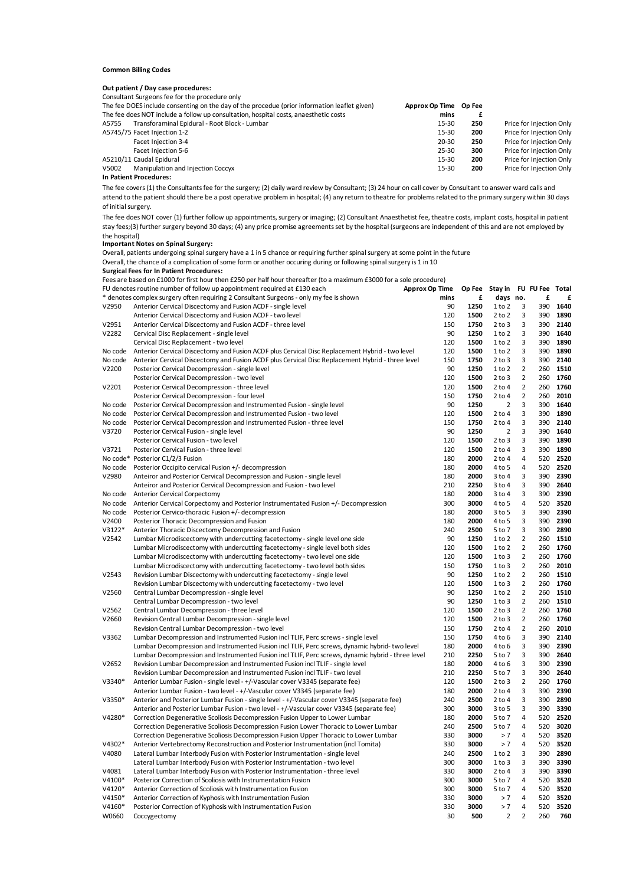**Common Billing Codes**

**Out patient / Day case procedures:**

Consultant Surgeons fee for the procedure only

The fee DOES include consenting on the day of the procedue (prior information leaflet given)

The fee does NOT include a follow up consultation, hospital costs, anaesthetic costs

| Code | Procedure | Approx Op Time mins | Op Fee £ | |
|---|---|---|---|---|
| A5755 | Transforaminal Epidural - Root Block - Lumbar | 15-30 | **250** | Price for Injection Only |
| A5745/75 | Facet Injection 1-2 | 15-30 | **200** | Price for Injection Only |
| | Facet Injection 3-4 | 20-30 | **250** | Price for Injection Only |
| | Facet Injection 5-6 | 25-30 | **300** | Price for Injection Only |
| A5210/11 | Caudal Epidural | 15-30 | **200** | Price for Injection Only |
| V5002 | Manipulation and Injection Coccyx | 15-30 | **200** | Price for Injection Only |

**In Patient Procedures:**

The fee covers (1) the Consultants fee for the surgery; (2) daily ward review by Consultant; (3) 24 hour on call cover by Consultant to answer ward calls and attend to the patient should there be a post operative problem in hospital; (4) any return to theatre for problems related to the primary surgery within 30 days of initial surgery.

The fee does NOT cover (1) further follow up appointments, surgery or imaging; (2) Consultant Anaesthetist fee, theatre costs, implant costs, hospital in patient stay fees;(3) further surgery beyond 30 days; (4) any price promise agreements set by the hospital (surgeons are independent of this and are not employed by the hospital)

**Important Notes on Spinal Surgery:**

Overall, patients undergoing spinal surgery have a 1 in 5 chance or requiring further spinal surgery at some point in the future

Overall, the chance of a complication of some form or another occuring during or following spinal surgery is 1 in 10

**Surgical Fees for In Patient Procedures:**

Fees are based on £1000 for first hour then £250 per half hour thereafter (to a maximum £3000 for a sole procedure)

FU denotes routine number of follow up appointment required at £130 each

* denotes complex surgery often requiring 2 Consultant Surgeons - only my fee is shown

| Code | Procedure | Approx Op Time mins | Op Fee £ | Stay in days | FU no. | FU Fee £ | Total £ |
|---|---|---|---|---|---|---|---|
| V2950 | Anterior Cervical Discectomy and Fusion ACDF - single level | 90 | **1250** | 1 to 2 | 3 | 390 | **1640** |
| | Anterior Cervical Discectomy and Fusion ACDF - two level | 120 | **1500** | 2 to 2 | 3 | 390 | **1890** |
| V2951 | Anterior Cervical Discectomy and Fusion ACDF - three level | 150 | **1750** | 2 to 3 | 3 | 390 | **2140** |
| V2282 | Cervical Disc Replacement - single level | 90 | **1250** | 1 to 2 | 3 | 390 | **1640** |
| | Cervical Disc Replacement - two level | 120 | **1500** | 1 to 2 | 3 | 390 | **1890** |
| No code | Anterior Cervical Discectomy and Fusion ACDF plus Cervical Disc Replacement Hybrid - two level | 120 | **1500** | 1 to 2 | 3 | 390 | **1890** |
| No code | Anterior Cervical Discectomy and Fusion ACDF plus Cervical Disc Replacement Hybrid - three level | 150 | **1750** | 2 to 3 | 3 | 390 | **2140** |
| V2200 | Posterior Cervical Decompression - single level | 90 | **1250** | 1 to 2 | 2 | 260 | **1510** |
| | Posterior Cervical Decompression - two level | 120 | **1500** | 2 to 3 | 2 | 260 | **1760** |
| V2201 | Posterior Cervical Decompression - three level | 120 | **1500** | 2 to 4 | 2 | 260 | **1760** |
| | Posterior Cervical Decompression - four level | 150 | **1750** | 2 to 4 | 2 | 260 | **2010** |
| No code | Posterior Cervical Decompression and Instrumented Fusion - single level | 90 | **1250** | 2 | 3 | 390 | **1640** |
| No code | Posterior Cervical Decompression and Instrumented Fusion - two level | 120 | **1500** | 2 to 4 | 3 | 390 | **1890** |
| No code | Posterior Cervical Decompression and Instrumented Fusion - three level | 150 | **1750** | 2 to 4 | 3 | 390 | **2140** |
| V3720 | Posterior Cervical Fusion - single level | 90 | **1250** | 2 | 3 | 390 | **1640** |
| | Posterior Cervical Fusion - two level | 120 | **1500** | 2 to 3 | 3 | 390 | **1890** |
| V3721 | Posterior Cervical Fusion - three level | 120 | **1500** | 2 to 4 | 3 | 390 | **1890** |
| No code* | Posterior C1/2/3 Fusion | 180 | **2000** | 2 to 4 | 4 | 520 | **2520** |
| No code | Posterior Occipito cervical Fusion +/- decompression | 180 | **2000** | 4 to 5 | 4 | 520 | **2520** |
| V2980 | Anteiror and Posterior Cervical Decompression and Fusion - single level | 180 | **2000** | 3 to 4 | 3 | 390 | **2390** |
| | Anteiror and Posterior Cervical Decompression and Fusion - two level | 210 | **2250** | 3 to 4 | 3 | 390 | **2640** |
| No code | Anterior Cervical Corpectomy | 180 | **2000** | 3 to 4 | 3 | 390 | **2390** |
| No code | Anterior Cervical Corpectomy and Posterior Instrumentated Fusion +/- Decompression | 300 | **3000** | 4 to 5 | 4 | 520 | **3520** |
| No code | Posterior Cervico-thoracic Fusion +/- decompression | 180 | **2000** | 3 to 5 | 3 | 390 | **2390** |
| V2400 | Posterior Thoracic Decompression and Fusion | 180 | **2000** | 4 to 5 | 3 | 390 | **2390** |
| V3122* | Anterior Thoracic Discectomy Decompression and Fusion | 240 | **2500** | 5 to 7 | 3 | 390 | **2890** |
| V2542 | Lumbar Microdiscectomy with undercutting facetectomy - single level one side | 90 | **1250** | 1 to 2 | 2 | 260 | **1510** |
| | Lumbar Microdiscectomy with undercutting facetectomy - single level both sides | 120 | **1500** | 1 to 2 | 2 | 260 | **1760** |
| | Lumbar Microdiscectomy with undercutting facetectomy - two level one side | 120 | **1500** | 1 to 3 | 2 | 260 | **1760** |
| | Lumbar Microdiscectomy with undercutting facetectomy - two level both sides | 150 | **1750** | 1 to 3 | 2 | 260 | **2010** |
| V2543 | Revision Lumbar Discectomy with undercutting facetectomy - single level | 90 | **1250** | 1 to 2 | 2 | 260 | **1510** |
| | Revision Lumbar Discectomy with undercutting facetectomy - two level | 120 | **1500** | 1 to 3 | 2 | 260 | **1760** |
| V2560 | Central Lumbar Decompression - single level | 90 | **1250** | 1 to 2 | 2 | 260 | **1510** |
| | Central Lumbar Decompression - two level | 90 | **1250** | 1 to 3 | 2 | 260 | **1510** |
| V2562 | Central Lumbar Decompression - three level | 120 | **1500** | 2 to 3 | 2 | 260 | **1760** |
| V2660 | Revision Central Lumbar Decompression - single level | 120 | **1500** | 2 to 3 | 2 | 260 | **1760** |
| | Revision Central Lumbar Decompression - two level | 150 | **1750** | 2 to 4 | 2 | 260 | **2010** |
| V3362 | Lumbar Decompression and Instrumented Fusion incl TLIF, Perc screws - single level | 150 | **1750** | 4 to 6 | 3 | 390 | **2140** |
| | Lumbar Decompression and Instrumented Fusion incl TLIF, Perc screws, dynamic hybrid- two level | 180 | **2000** | 4 to 6 | 3 | 390 | **2390** |
| | Lumbar Decompression and Instrumented Fusion incl TLIF, Perc screws, dynamic hybrid - three level | 210 | **2250** | 5 to 7 | 3 | 390 | **2640** |
| V2652 | Revision Lumbar Decompression and Instrumented Fusion incl TLIF - single level | 180 | **2000** | 4 to 6 | 3 | 390 | **2390** |
| | Revision Lumbar Decompression and Instrumented Fusion incl TLIF - two level | 210 | **2250** | 5 to 7 | 3 | 390 | **2640** |
| V3340* | Anterior Lumbar Fusion - single level - +/-Vascular cover V3345 (separate fee) | 120 | **1500** | 2 to 3 | 2 | 260 | **1760** |
| | Anterior Lumbar Fusion - two level - +/-Vascular cover V3345 (separate fee) | 180 | **2000** | 2 to 4 | 3 | 390 | **2390** |
| V3350* | Anterior and Posterior Lumbar Fusion - single level - +/-Vascular cover V3345 (separate fee) | 240 | **2500** | 2 to 4 | 3 | 390 | **2890** |
| | Anterior and Posterior Lumbar Fusion - two level - +/-Vascular cover V3345 (separate fee) | 300 | **3000** | 3 to 5 | 3 | 390 | **3390** |
| V4280* | Correction Degenerative Scoliosis Decompression Fusion Upper to Lower Lumbar | 180 | **2000** | 5 to 7 | 4 | 520 | **2520** |
| | Correction Degenerative Scoliosis Decompression Fusion Lower Thoracic to Lower Lumbar | 240 | **2500** | 5 to 7 | 4 | 520 | **3020** |
| | Correction Degenerative Scoliosis Decompression Fusion Upper Thoracic to Lower Lumbar | 330 | **3000** | > 7 | 4 | 520 | **3520** |
| V4302* | Anterior Vertebrectomy Reconstruction and Posterior Instrumentation (incl Tomita) | 330 | **3000** | > 7 | 4 | 520 | **3520** |
| V4080 | Lateral Lumbar Interbody Fusion with Posterior Instrumentation - single level | 240 | **2500** | 1 to 2 | 3 | 390 | **2890** |
| | Lateral Lumbar Interbody Fusion with Posterior Instrumentation - two level | 300 | **3000** | 1 to 3 | 3 | 390 | **3390** |
| V4081 | Lateral Lumbar Interbody Fusion with Posterior Instrumentation - three level | 330 | **3000** | 2 to 4 | 3 | 390 | **3390** |
| V4100* | Posterior Correction of Scoliosis with Instrumentation Fusion | 300 | **3000** | 5 to 7 | 4 | 520 | **3520** |
| V4120* | Anterior Correction of Scoliosis with Instrumentation Fusion | 300 | **3000** | 5 to 7 | 4 | 520 | **3520** |
| V4150* | Anterior Correction of Kyphosis with Instrumentation Fusion | 330 | **3000** | > 7 | 4 | 520 | **3520** |
| V4160* | Posterior Correction of Kyphosis with Instrumentation Fusion | 330 | **3000** | > 7 | 4 | 520 | **3520** |
| W0660 | Coccygectomy | 30 | **500** | 2 | 2 | 260 | **760** |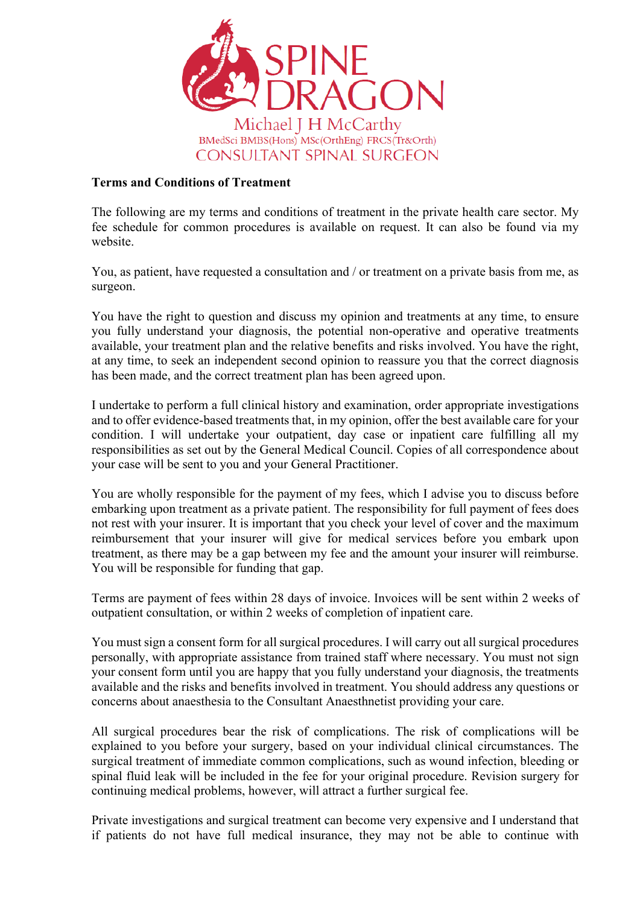SPINE DRAGON

Michael J H McCarthy

BMedSci BMBS(Hons) MSc(OrthEng) FRCS(Tr&Orth)

CONSULTANT SPINAL SURGEON

**Terms and Conditions of Treatment**

The following are my terms and conditions of treatment in the private health care sector. My fee schedule for common procedures is available on request. It can also be found via my website.

You, as patient, have requested a consultation and / or treatment on a private basis from me, as surgeon.

You have the right to question and discuss my opinion and treatments at any time, to ensure you fully understand your diagnosis, the potential non-operative and operative treatments available, your treatment plan and the relative benefits and risks involved. You have the right, at any time, to seek an independent second opinion to reassure you that the correct diagnosis has been made, and the correct treatment plan has been agreed upon.

I undertake to perform a full clinical history and examination, order appropriate investigations and to offer evidence-based treatments that, in my opinion, offer the best available care for your condition. I will undertake your outpatient, day case or inpatient care fulfilling all my responsibilities as set out by the General Medical Council. Copies of all correspondence about your case will be sent to you and your General Practitioner.

You are wholly responsible for the payment of my fees, which I advise you to discuss before embarking upon treatment as a private patient. The responsibility for full payment of fees does not rest with your insurer. It is important that you check your level of cover and the maximum reimbursement that your insurer will give for medical services before you embark upon treatment, as there may be a gap between my fee and the amount your insurer will reimburse. You will be responsible for funding that gap.

Terms are payment of fees within 28 days of invoice. Invoices will be sent within 2 weeks of outpatient consultation, or within 2 weeks of completion of inpatient care.

You must sign a consent form for all surgical procedures. I will carry out all surgical procedures personally, with appropriate assistance from trained staff where necessary. You must not sign your consent form until you are happy that you fully understand your diagnosis, the treatments available and the risks and benefits involved in treatment. You should address any questions or concerns about anaesthesia to the Consultant Anaesthnetist providing your care.

All surgical procedures bear the risk of complications. The risk of complications will be explained to you before your surgery, based on your individual clinical circumstances. The surgical treatment of immediate common complications, such as wound infection, bleeding or spinal fluid leak will be included in the fee for your original procedure. Revision surgery for continuing medical problems, however, will attract a further surgical fee.

Private investigations and surgical treatment can become very expensive and I understand that if patients do not have full medical insurance, they may not be able to continue with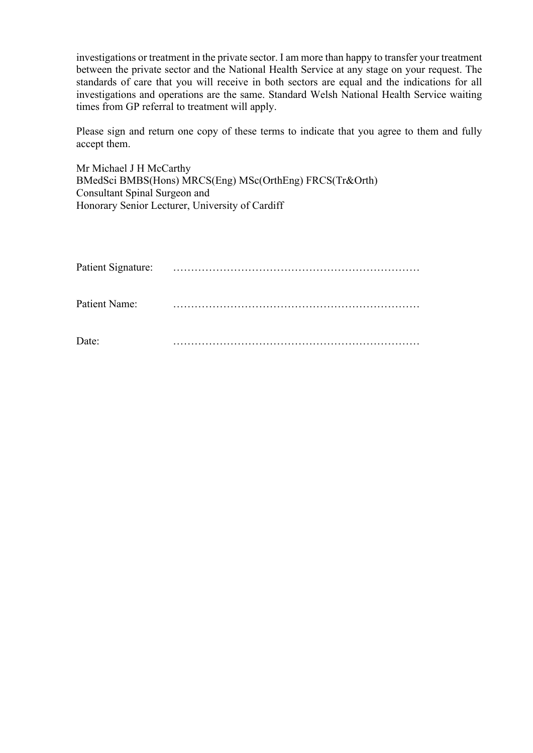investigations or treatment in the private sector. I am more than happy to transfer your treatment between the private sector and the National Health Service at any stage on your request. The standards of care that you will receive in both sectors are equal and the indications for all investigations and operations are the same. Standard Welsh National Health Service waiting times from GP referral to treatment will apply.

Please sign and return one copy of these terms to indicate that you agree to them and fully accept them.

Mr Michael J H McCarthy
BMedSci BMBS(Hons) MRCS(Eng) MSc(OrthEng) FRCS(Tr&Orth)
Consultant Spinal Surgeon and
Honorary Senior Lecturer, University of Cardiff

Patient Signature: ……………………………………………………………

Patient Name: ……………………………………………………………

Date: ……………………………………………………………